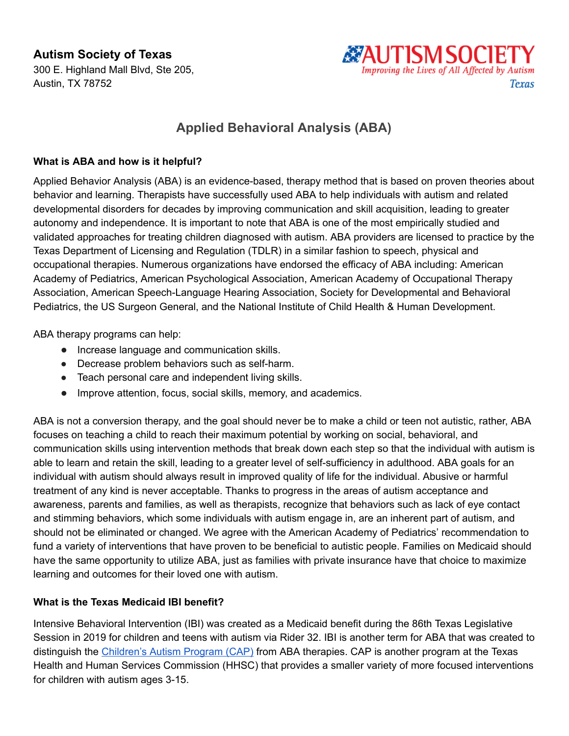**Autism Society of Texas**
300 E. Highland Mall Blvd, Ste 205,
Austin, TX 78752

AUTISM SOCIETY
*Improving the Lives of All Affected by Autism*
*Texas*

# Applied Behavioral Analysis (ABA)

### What is ABA and how is it helpful?

Applied Behavior Analysis (ABA) is an evidence-based, therapy method that is based on proven theories about behavior and learning. Therapists have successfully used ABA to help individuals with autism and related developmental disorders for decades by improving communication and skill acquisition, leading to greater autonomy and independence. It is important to note that ABA is one of the most empirically studied and validated approaches for treating children diagnosed with autism. ABA providers are licensed to practice by the Texas Department of Licensing and Regulation (TDLR) in a similar fashion to speech, physical and occupational therapies. Numerous organizations have endorsed the efficacy of ABA including: American Academy of Pediatrics, American Psychological Association, American Academy of Occupational Therapy Association, American Speech-Language Hearing Association, Society for Developmental and Behavioral Pediatrics, the US Surgeon General, and the National Institute of Child Health & Human Development.

ABA therapy programs can help:

- Increase language and communication skills.
- Decrease problem behaviors such as self-harm.
- Teach personal care and independent living skills.
- Improve attention, focus, social skills, memory, and academics.

ABA is not a conversion therapy, and the goal should never be to make a child or teen not autistic, rather, ABA focuses on teaching a child to reach their maximum potential by working on social, behavioral, and communication skills using intervention methods that break down each step so that the individual with autism is able to learn and retain the skill, leading to a greater level of self-sufficiency in adulthood. ABA goals for an individual with autism should always result in improved quality of life for the individual. Abusive or harmful treatment of any kind is never acceptable. Thanks to progress in the areas of autism acceptance and awareness, parents and families, as well as therapists, recognize that behaviors such as lack of eye contact and stimming behaviors, which some individuals with autism engage in, are an inherent part of autism, and should not be eliminated or changed. We agree with the American Academy of Pediatrics' recommendation to fund a variety of interventions that have proven to be beneficial to autistic people. Families on Medicaid should have the same opportunity to utilize ABA, just as families with private insurance have that choice to maximize learning and outcomes for their loved one with autism.

### What is the Texas Medicaid IBI benefit?

Intensive Behavioral Intervention (IBI) was created as a Medicaid benefit during the 86th Texas Legislative Session in 2019 for children and teens with autism via Rider 32. IBI is another term for ABA that was created to distinguish the [Children's Autism Program (CAP)](#) from ABA therapies. CAP is another program at the Texas Health and Human Services Commission (HHSC) that provides a smaller variety of more focused interventions for children with autism ages 3-15.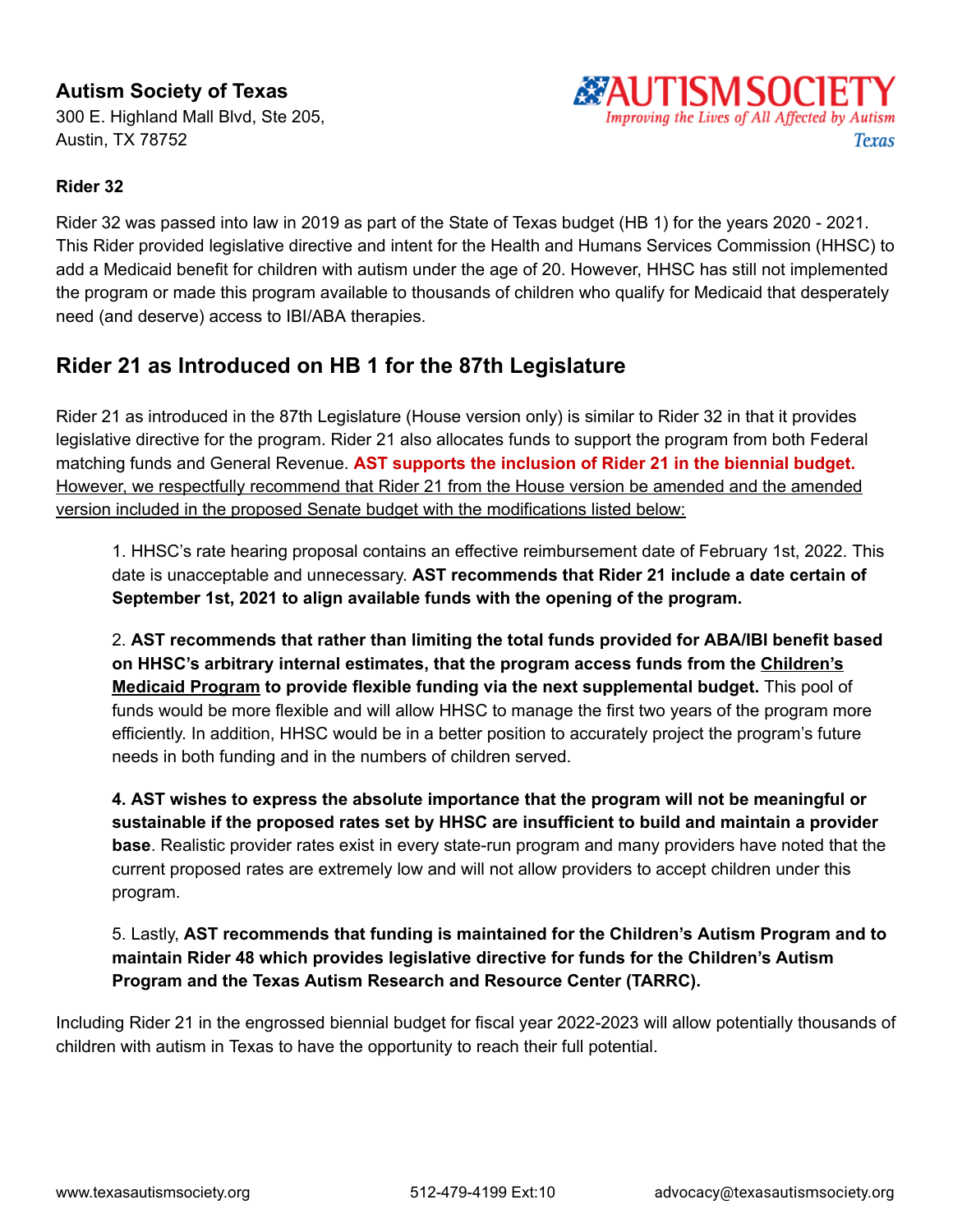**Autism Society of Texas**
300 E. Highland Mall Blvd, Ste 205,
Austin, TX 78752

**Rider 32**

Rider 32 was passed into law in 2019 as part of the State of Texas budget (HB 1) for the years 2020 - 2021. This Rider provided legislative directive and intent for the Health and Humans Services Commission (HHSC) to add a Medicaid benefit for children with autism under the age of 20. However, HHSC has still not implemented the program or made this program available to thousands of children who qualify for Medicaid that desperately need (and deserve) access to IBI/ABA therapies.

## Rider 21 as Introduced on HB 1 for the 87th Legislature

Rider 21 as introduced in the 87th Legislature (House version only) is similar to Rider 32 in that it provides legislative directive for the program. Rider 21 also allocates funds to support the program from both Federal matching funds and General Revenue. **AST supports the inclusion of Rider 21 in the biennial budget.** However, we respectfully recommend that Rider 21 from the House version be amended and the amended version included in the proposed Senate budget with the modifications listed below:

1. HHSC's rate hearing proposal contains an effective reimbursement date of February 1st, 2022. This date is unacceptable and unnecessary. **AST recommends that Rider 21 include a date certain of September 1st, 2021 to align available funds with the opening of the program.**

2. **AST recommends that rather than limiting the total funds provided for ABA/IBI benefit based on HHSC's arbitrary internal estimates, that the program access funds from the Children's Medicaid Program to provide flexible funding via the next supplemental budget.** This pool of funds would be more flexible and will allow HHSC to manage the first two years of the program more efficiently. In addition, HHSC would be in a better position to accurately project the program's future needs in both funding and in the numbers of children served.

4. **AST wishes to express the absolute importance that the program will not be meaningful or sustainable if the proposed rates set by HHSC are insufficient to build and maintain a provider base**. Realistic provider rates exist in every state-run program and many providers have noted that the current proposed rates are extremely low and will not allow providers to accept children under this program.

5. Lastly, **AST recommends that funding is maintained for the Children's Autism Program and to maintain Rider 48 which provides legislative directive for funds for the Children's Autism Program and the Texas Autism Research and Resource Center (TARRC).**

Including Rider 21 in the engrossed biennial budget for fiscal year 2022-2023 will allow potentially thousands of children with autism in Texas to have the opportunity to reach their full potential.

www.texasautismsociety.org 512-479-4199 Ext:10 advocacy@texasautismsociety.org